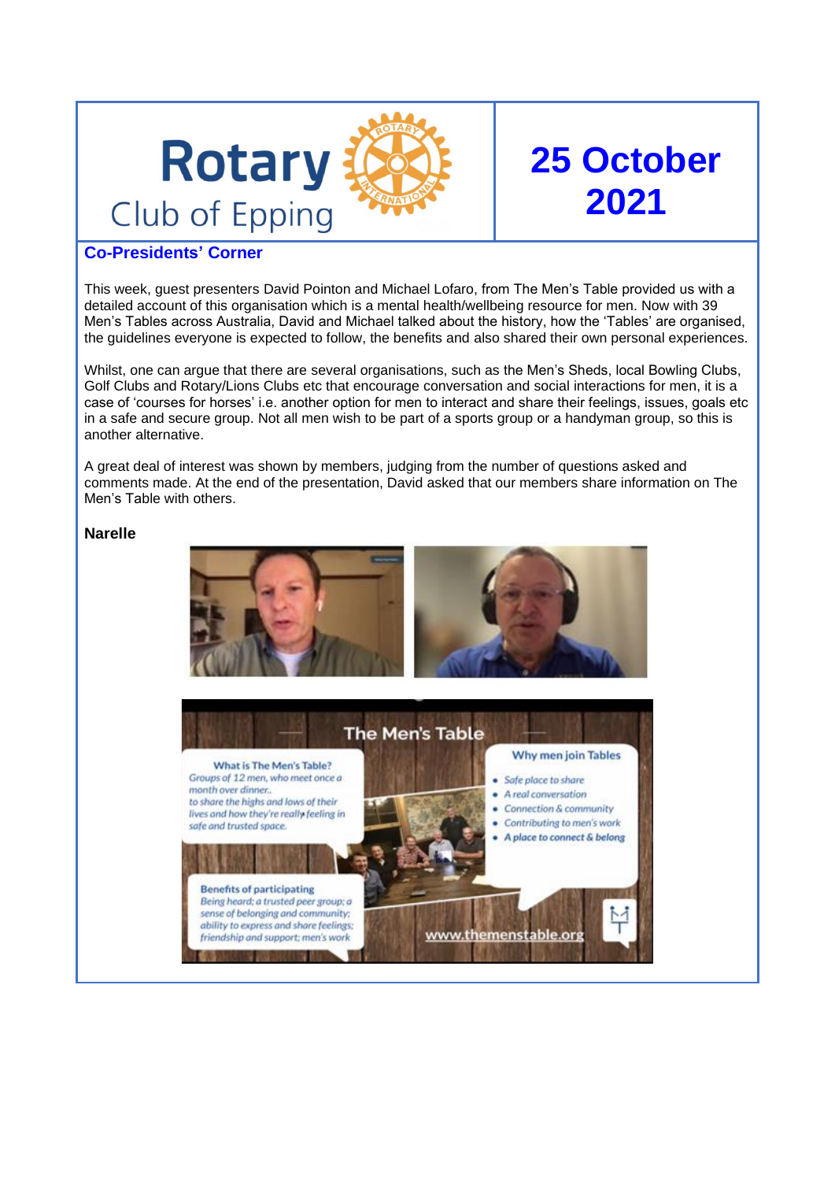# Rotary Club of Epping

# 25 October 2021

## Co-Presidents' Corner

This week, guest presenters David Pointon and Michael Lofaro, from The Men's Table provided us with a detailed account of this organisation which is a mental health/wellbeing resource for men. Now with 39 Men's Tables across Australia, David and Michael talked about the history, how the 'Tables' are organised, the guidelines everyone is expected to follow, the benefits and also shared their own personal experiences.

Whilst, one can argue that there are several organisations, such as the Men's Sheds, local Bowling Clubs, Golf Clubs and Rotary/Lions Clubs etc that encourage conversation and social interactions for men, it is a case of 'courses for horses' i.e. another option for men to interact and share their feelings, issues, goals etc in a safe and secure group. Not all men wish to be part of a sports group or a handyman group, so this is another alternative.

A great deal of interest was shown by members, judging from the number of questions asked and comments made. At the end of the presentation, David asked that our members share information on The Men's Table with others.

**Narelle**

**The Men's Table**

**What is The Men's Table?**
*Groups of 12 men, who meet once a month over dinner.. to share the highs and lows of their lives and how they're really feeling in safe and trusted space.*

**Why men join Tables**

- *Safe place to share*
- *A real conversation*
- *Connection & community*
- *Contributing to men's work*
- ***A place to connect & belong***

**Benefits of participating**
*Being heard; a trusted peer group; a sense of belonging and community; ability to express and share feelings; friendship and support; men's work*

www.themenstable.org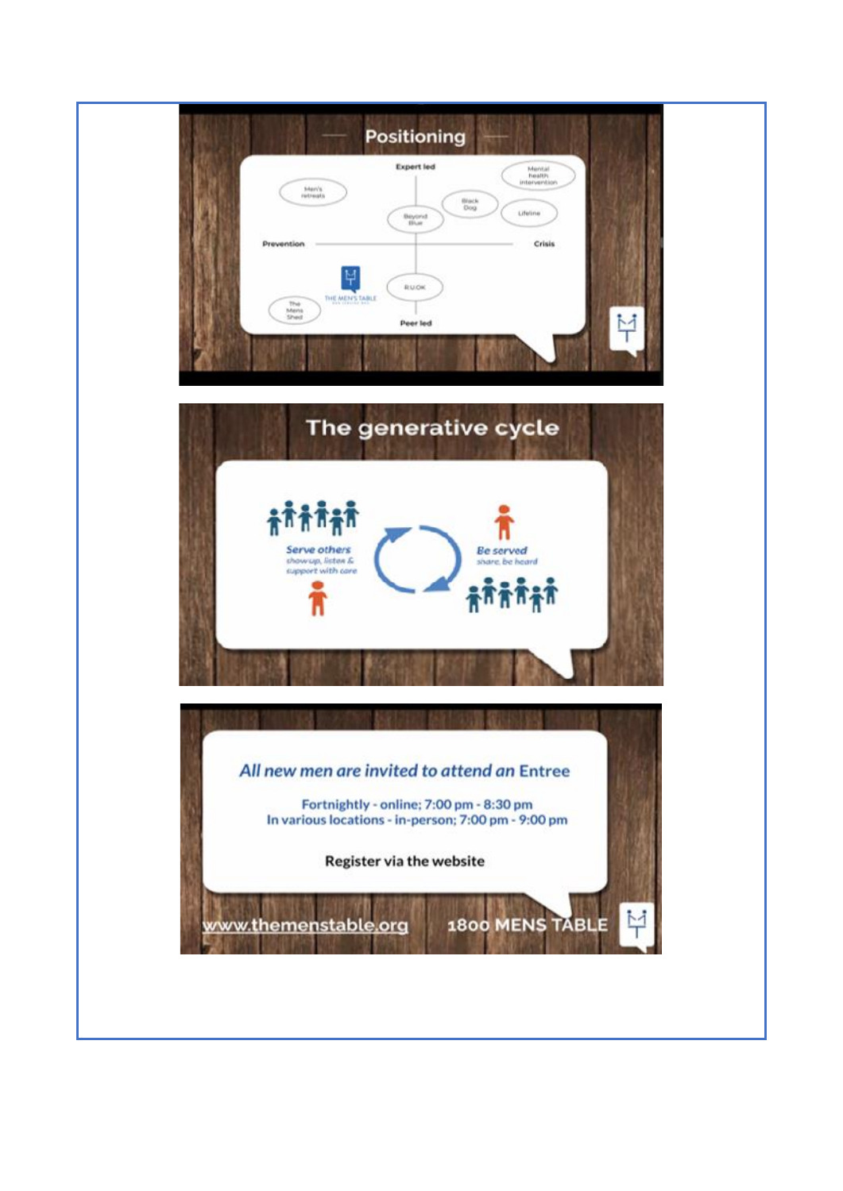## Positioning

Expert led

Men's retreats

Mental health intervention

Black Dog

Beyond Blue

Lifeline

Prevention

Crisis

THE MEN'S TABLE

R.U.OK

The Mens Shed

Peer led

## The generative cycle

*Serve others*
*show up, listen & support with care*

*Be served*
*share, be heard*

*All new men are invited to attend an* Entree

Fortnightly - online; 7:00 pm - 8:30 pm
In various locations - in-person; 7:00 pm - 9:00 pm

Register via the website

www.themenstable.org

1800 MENS TABLE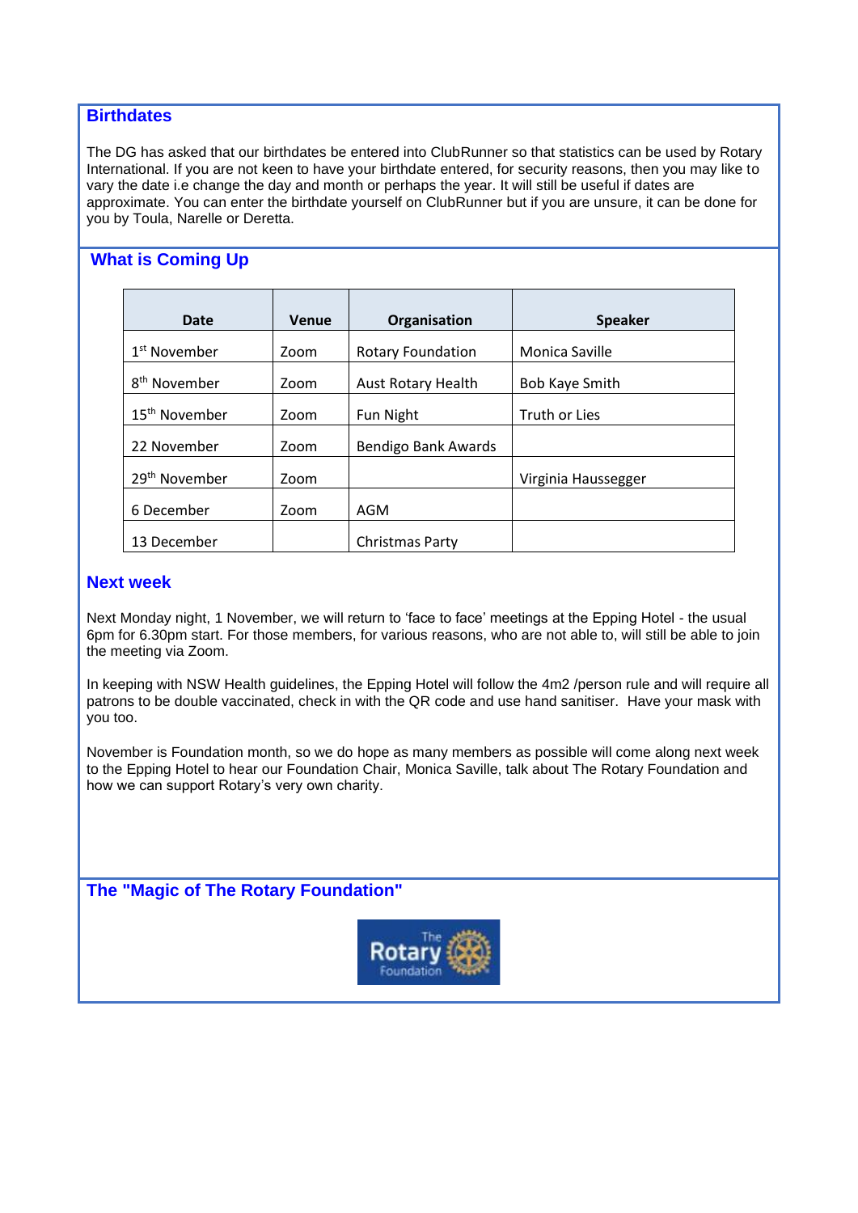## Birthdates

The DG has asked that our birthdates be entered into ClubRunner so that statistics can be used by Rotary International. If you are not keen to have your birthdate entered, for security reasons, then you may like to vary the date i.e change the day and month or perhaps the year. It will still be useful if dates are approximate. You can enter the birthdate yourself on ClubRunner but if you are unsure, it can be done for you by Toula, Narelle or Deretta.

## What is Coming Up

| Date | Venue | Organisation | Speaker |
|---|---|---|---|
| 1st November | Zoom | Rotary Foundation | Monica Saville |
| 8th November | Zoom | Aust Rotary Health | Bob Kaye Smith |
| 15th November | Zoom | Fun Night | Truth or Lies |
| 22 November | Zoom | Bendigo Bank Awards | |
| 29th November | Zoom | | Virginia Haussegger |
| 6 December | Zoom | AGM | |
| 13 December | | Christmas Party | |

## Next week

Next Monday night, 1 November, we will return to 'face to face' meetings at the Epping Hotel - the usual 6pm for 6.30pm start. For those members, for various reasons, who are not able to, will still be able to join the meeting via Zoom.

In keeping with NSW Health guidelines, the Epping Hotel will follow the 4m2 /person rule and will require all patrons to be double vaccinated, check in with the QR code and use hand sanitiser. Have your mask with you too.

November is Foundation month, so we do hope as many members as possible will come along next week to the Epping Hotel to hear our Foundation Chair, Monica Saville, talk about The Rotary Foundation and how we can support Rotary's very own charity.

## The "Magic of The Rotary Foundation"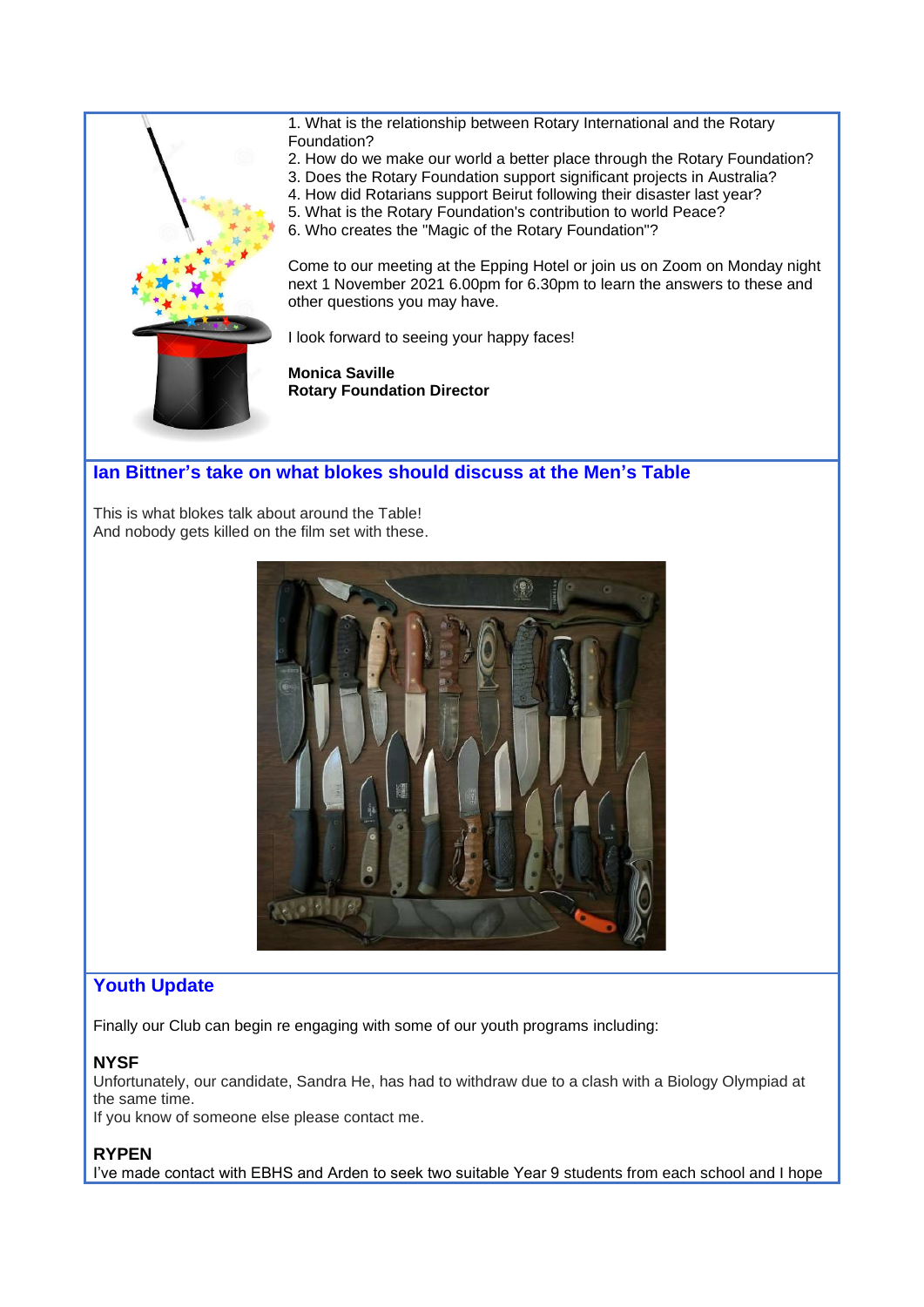1. What is the relationship between Rotary International and the Rotary Foundation?
2. How do we make our world a better place through the Rotary Foundation?
3. Does the Rotary Foundation support significant projects in Australia?
4. How did Rotarians support Beirut following their disaster last year?
5. What is the Rotary Foundation's contribution to world Peace?
6. Who creates the "Magic of the Rotary Foundation"?

Come to our meeting at the Epping Hotel or join us on Zoom on Monday night next 1 November 2021 6.00pm for 6.30pm to learn the answers to these and other questions you may have.

I look forward to seeing your happy faces!

**Monica Saville**
**Rotary Foundation Director**

## Ian Bittner's take on what blokes should discuss at the Men's Table

This is what blokes talk about around the Table!
And nobody gets killed on the film set with these.

## Youth Update

Finally our Club can begin re engaging with some of our youth programs including:

### NYSF

Unfortunately, our candidate, Sandra He, has had to withdraw due to a clash with a Biology Olympiad at the same time.
If you know of someone else please contact me.

### RYPEN

I've made contact with EBHS and Arden to seek two suitable Year 9 students from each school and I hope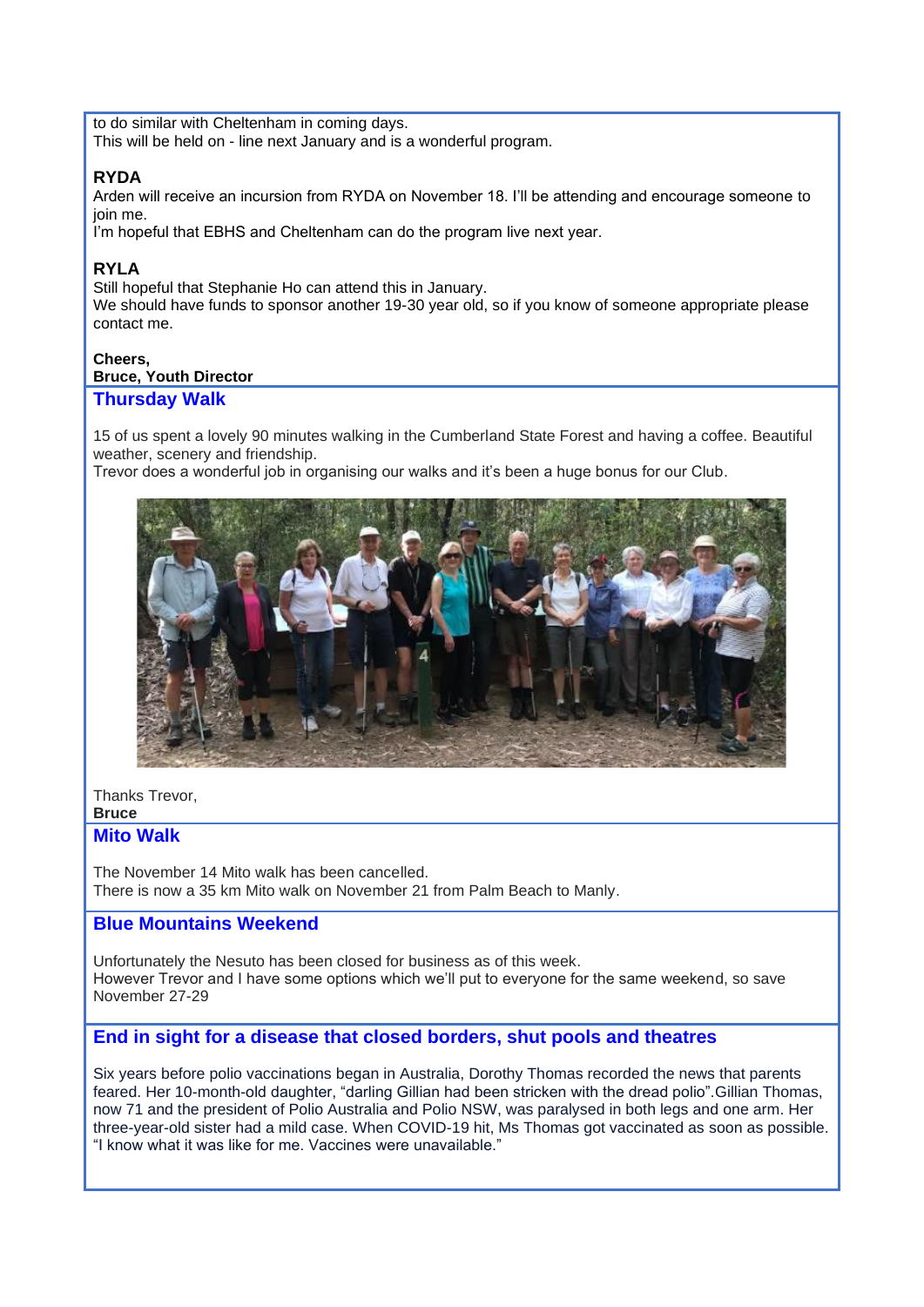to do similar with Cheltenham in coming days.
This will be held on - line next January and is a wonderful program.

**RYDA**
Arden will receive an incursion from RYDA on November 18. I'll be attending and encourage someone to join me.
I'm hopeful that EBHS and Cheltenham can do the program live next year.

**RYLA**
Still hopeful that Stephanie Ho can attend this in January.
We should have funds to sponsor another 19-30 year old, so if you know of someone appropriate please contact me.

**Cheers,**
**Bruce, Youth Director**

## Thursday Walk

15 of us spent a lovely 90 minutes walking in the Cumberland State Forest and having a coffee. Beautiful weather, scenery and friendship.
Trevor does a wonderful job in organising our walks and it's been a huge bonus for our Club.

Thanks Trevor,
**Bruce**

## Mito Walk

The November 14 Mito walk has been cancelled.
There is now a 35 km Mito walk on November 21 from Palm Beach to Manly.

## Blue Mountains Weekend

Unfortunately the Nesuto has been closed for business as of this week.
However Trevor and I have some options which we'll put to everyone for the same weekend, so save November 27-29

## End in sight for a disease that closed borders, shut pools and theatres

Six years before polio vaccinations began in Australia, Dorothy Thomas recorded the news that parents feared. Her 10-month-old daughter, "darling Gillian had been stricken with the dread polio".Gillian Thomas, now 71 and the president of Polio Australia and Polio NSW, was paralysed in both legs and one arm. Her three-year-old sister had a mild case. When COVID-19 hit, Ms Thomas got vaccinated as soon as possible. "I know what it was like for me. Vaccines were unavailable."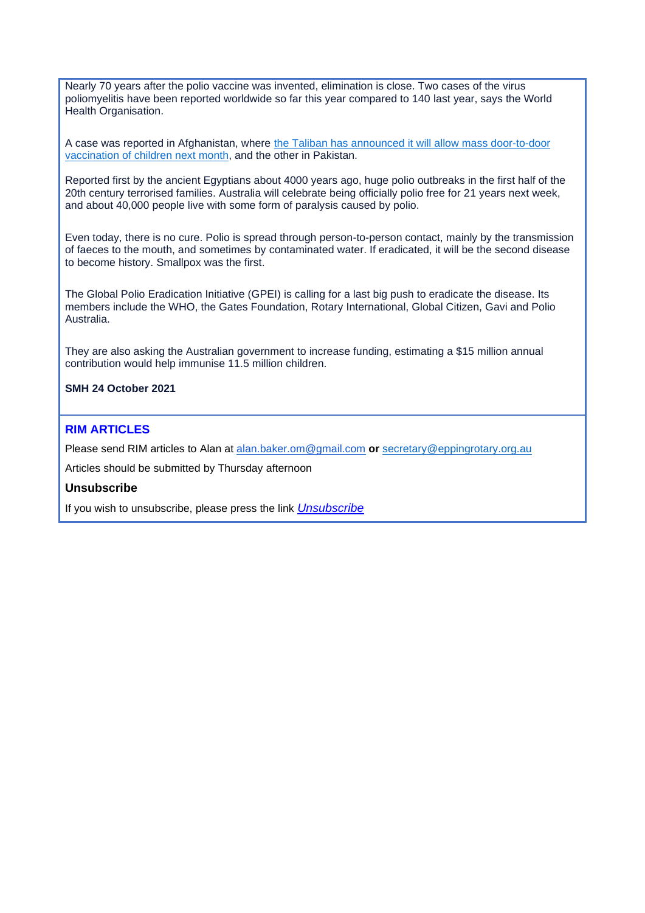Nearly 70 years after the polio vaccine was invented, elimination is close. Two cases of the virus poliomyelitis have been reported worldwide so far this year compared to 140 last year, says the World Health Organisation.

A case was reported in Afghanistan, where [the Taliban has announced it will allow mass door-to-door vaccination of children next month](), and the other in Pakistan.

Reported first by the ancient Egyptians about 4000 years ago, huge polio outbreaks in the first half of the 20th century terrorised families. Australia will celebrate being officially polio free for 21 years next week, and about 40,000 people live with some form of paralysis caused by polio.

Even today, there is no cure. Polio is spread through person-to-person contact, mainly by the transmission of faeces to the mouth, and sometimes by contaminated water. If eradicated, it will be the second disease to become history. Smallpox was the first.

The Global Polio Eradication Initiative (GPEI) is calling for a last big push to eradicate the disease. Its members include the WHO, the Gates Foundation, Rotary International, Global Citizen, Gavi and Polio Australia.

They are also asking the Australian government to increase funding, estimating a $15 million annual contribution would help immunise 11.5 million children.

**SMH 24 October 2021**

## RIM ARTICLES

Please send RIM articles to Alan at alan.baker.om@gmail.com **or** secretary@eppingrotary.org.au

Articles should be submitted by Thursday afternoon

### Unsubscribe

If you wish to unsubscribe, please press the link *Unsubscribe*